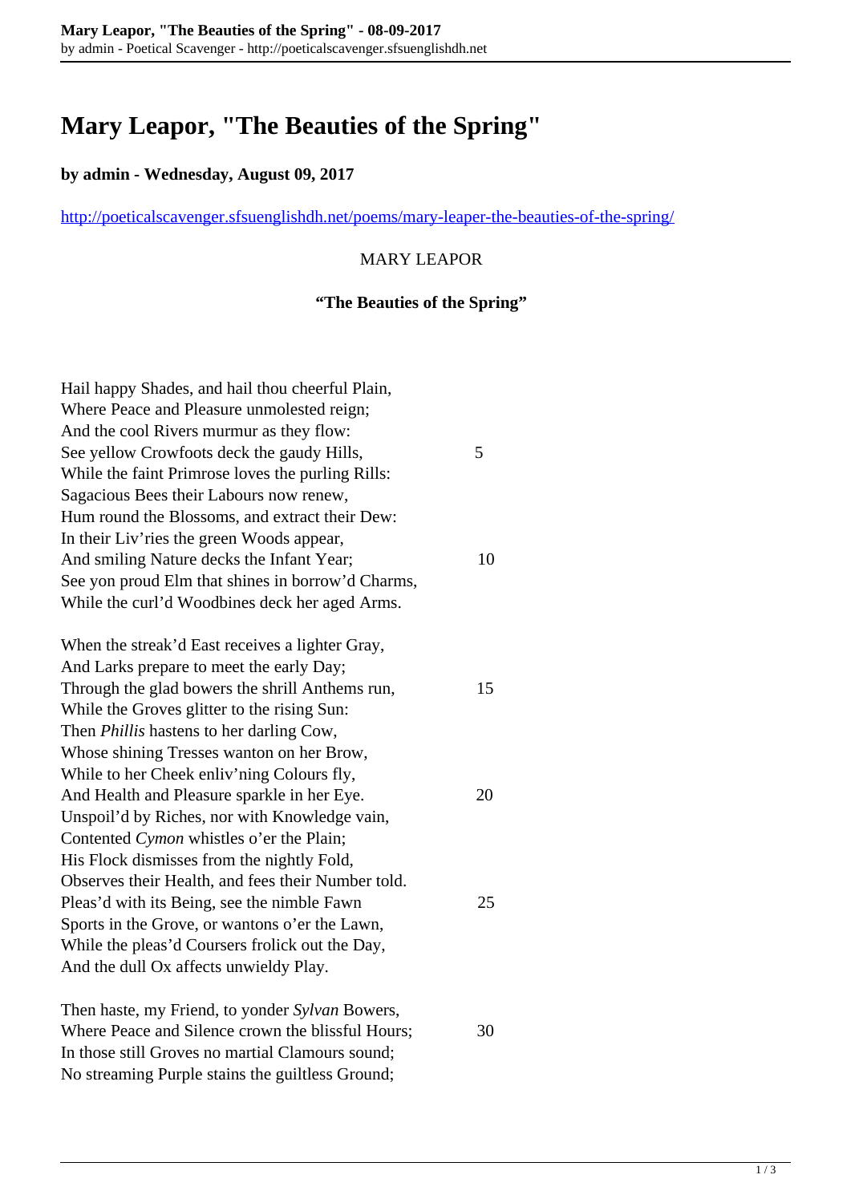# Mary Leapor, "The Beauties of the Spring"

**by admin - Wednesday, August 09, 2017**

http://poeticalscavenger.sfsuenglishdh.net/poems/mary-leaper-the-beauties-of-the-spring/

MARY LEAPOR

**"The Beauties of the Spring"**

Hail happy Shades, and hail thou cheerful Plain,
Where Peace and Pleasure unmolested reign;
And the cool Rivers murmur as they flow:
See yellow Crowfoots deck the gaudy Hills, 5
While the faint Primrose loves the purling Rills:
Sagacious Bees their Labours now renew,
Hum round the Blossoms, and extract their Dew:
In their Liv'ries the green Woods appear,
And smiling Nature decks the Infant Year; 10
See yon proud Elm that shines in borrow'd Charms,
While the curl'd Woodbines deck her aged Arms.

When the streak'd East receives a lighter Gray,
And Larks prepare to meet the early Day;
Through the glad bowers the shrill Anthems run, 15
While the Groves glitter to the rising Sun:
Then *Phillis* hastens to her darling Cow,
Whose shining Tresses wanton on her Brow,
While to her Cheek enliv'ning Colours fly,
And Health and Pleasure sparkle in her Eye. 20
Unspoil'd by Riches, nor with Knowledge vain,
Contented *Cymon* whistles o'er the Plain;
His Flock dismisses from the nightly Fold,
Observes their Health, and fees their Number told.
Pleas'd with its Being, see the nimble Fawn 25
Sports in the Grove, or wantons o'er the Lawn,
While the pleas'd Coursers frolick out the Day,
And the dull Ox affects unwieldy Play.

Then haste, my Friend, to yonder *Sylvan* Bowers,
Where Peace and Silence crown the blissful Hours; 30
In those still Groves no martial Clamours sound;
No streaming Purple stains the guiltless Ground;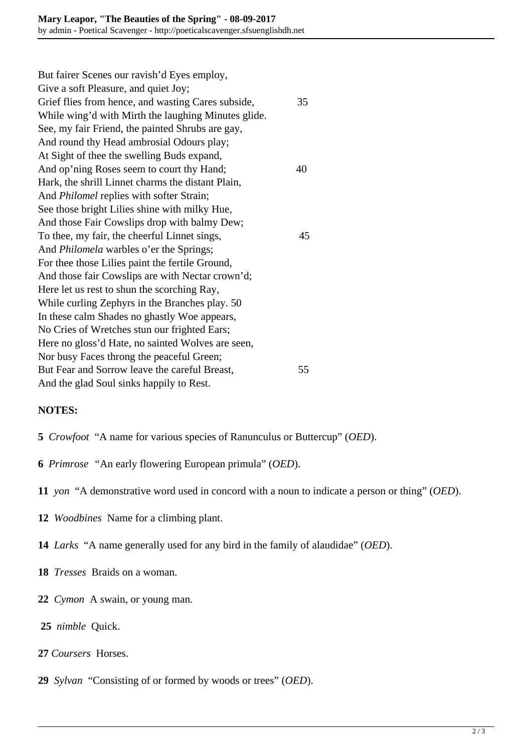But fairer Scenes our ravish'd Eyes employ,
Give a soft Pleasure, and quiet Joy;
Grief flies from hence, and wasting Cares subside, 35
While wing'd with Mirth the laughing Minutes glide.
See, my fair Friend, the painted Shrubs are gay,
And round thy Head ambrosial Odours play;
At Sight of thee the swelling Buds expand,
And op'ning Roses seem to court thy Hand; 40
Hark, the shrill Linnet charms the distant Plain,
And *Philomel* replies with softer Strain;
See those bright Lilies shine with milky Hue,
And those Fair Cowslips drop with balmy Dew;
To thee, my fair, the cheerful Linnet sings, 45
And *Philomela* warbles o'er the Springs;
For thee those Lilies paint the fertile Ground,
And those fair Cowslips are with Nectar crown'd;
Here let us rest to shun the scorching Ray,
While curling Zephyrs in the Branches play. 50
In these calm Shades no ghastly Woe appears,
No Cries of Wretches stun our frighted Ears;
Here no gloss'd Hate, no sainted Wolves are seen,
Nor busy Faces throng the peaceful Green;
But Fear and Sorrow leave the careful Breast, 55
And the glad Soul sinks happily to Rest.

**NOTES:**

**5** *Crowfoot* "A name for various species of Ranunculus or Buttercup" (*OED*).

**6** *Primrose* "An early flowering European primula" (*OED*).

**11** *yon* "A demonstrative word used in concord with a noun to indicate a person or thing" (*OED*).

**12** *Woodbines* Name for a climbing plant.

**14** *Larks* "A name generally used for any bird in the family of alaudidae" (*OED*).

**18** *Tresses* Braids on a woman.

**22** *Cymon* A swain, or young man.

**25** *nimble* Quick.

**27** *Coursers* Horses.

**29** *Sylvan* "Consisting of or formed by woods or trees" (*OED*).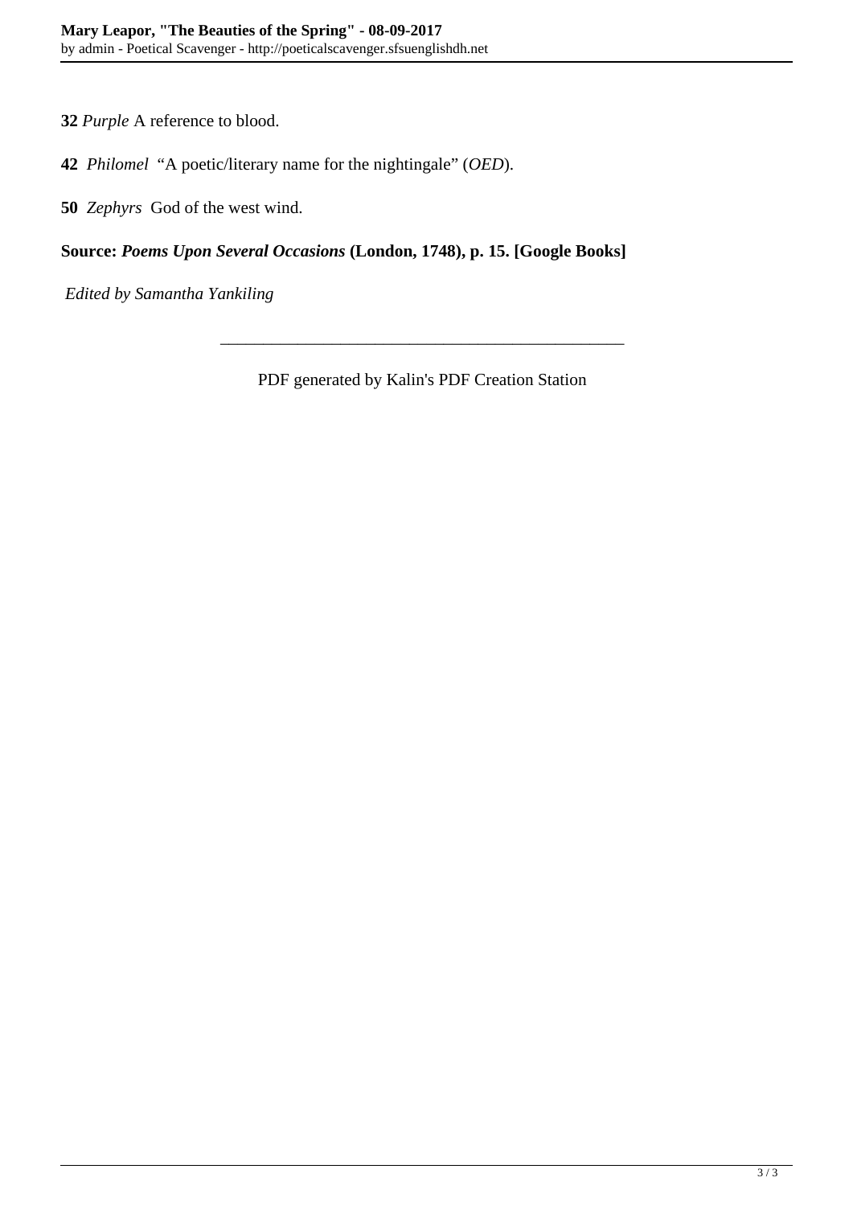**32** *Purple* A reference to blood.

**42** *Philomel* "A poetic/literary name for the nightingale" (*OED*).

**50** *Zephyrs* God of the west wind.

**Source: *Poems Upon Several Occasions* (London, 1748), p. 15. [Google Books]**

*Edited by Samantha Yankiling*

---

PDF generated by Kalin's PDF Creation Station